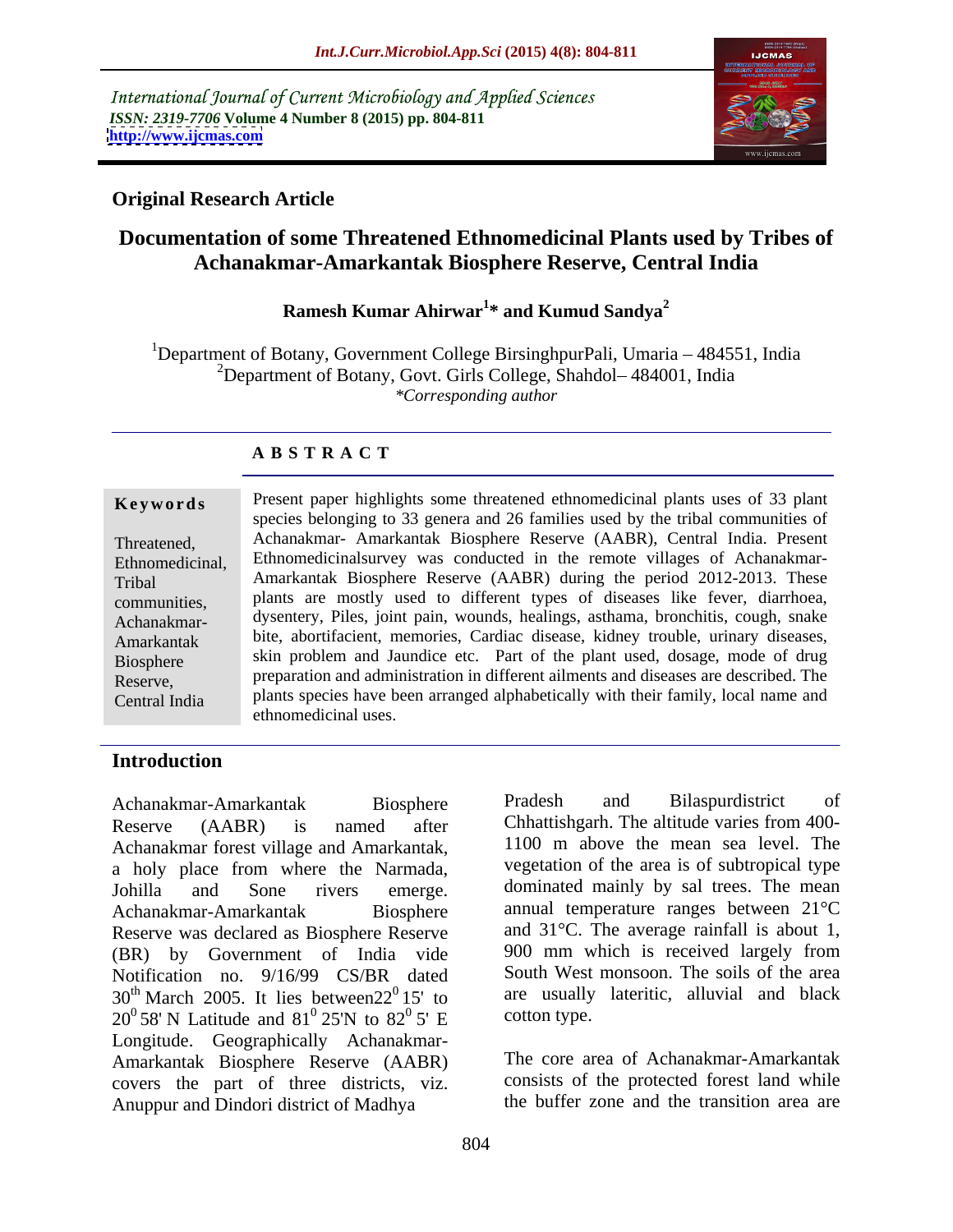International Journal of Current Microbiology and Applied Sciences
*ISSN: 2319-7706* **Volume 4 Number 8 (2015) pp. 804-811**
**http://www.ijcmas.com**

**Original Research Article**

# Documentation of some Threatened Ethnomedicinal Plants used by Tribes of Achanakmar-Amarkantak Biosphere Reserve, Central India

**Ramesh Kumar Ahirwar[1]* and Kumud Sandya[2]**

[1]Department of Botany, Government College BirsinghpurPali, Umaria – 484551, India
[2]Department of Botany, Govt. Girls College, Shahdol– 484001, India
*\*Corresponding author*

## A B S T R A C T

**Keywords**

Threatened, Ethnomedicinal, Tribal communities, Achanakmar-Amarkantak Biosphere Reserve, Central India

Present paper highlights some threatened ethnomedicinal plants uses of 33 plant species belonging to 33 genera and 26 families used by the tribal communities of Achanakmar- Amarkantak Biosphere Reserve (AABR), Central India. Present Ethnomedicinalsurvey was conducted in the remote villages of Achanakmar-Amarkantak Biosphere Reserve (AABR) during the period 2012-2013. These plants are mostly used to different types of diseases like fever, diarrhoea, dysentery, Piles, joint pain, wounds, healings, asthama, bronchitis, cough, snake bite, abortifacient, memories, Cardiac disease, kidney trouble, urinary diseases, skin problem and Jaundice etc. Part of the plant used, dosage, mode of drug preparation and administration in different ailments and diseases are described. The plants species have been arranged alphabetically with their family, local name and ethnomedicinal uses.

## Introduction

Achanakmar-Amarkantak Biosphere Reserve (AABR) is named after Achanakmar forest village and Amarkantak, a holy place from where the Narmada, Johilla and Sone rivers emerge. Achanakmar-Amarkantak Biosphere Reserve was declared as Biosphere Reserve (BR) by Government of India vide Notification no. 9/16/99 CS/BR dated 30th March 2005. It lies between22$^0$ 15' to 20$^0$ 58' N Latitude and 81$^0$ 25'N to 82$^0$ 5' E Longitude. Geographically Achanakmar-Amarkantak Biosphere Reserve (AABR) covers the part of three districts, viz. Anuppur and Dindori district of Madhya Pradesh and Bilaspurdistrict of Chhattishgarh. The altitude varies from 400-1100 m above the mean sea level. The vegetation of the area is of subtropical type dominated mainly by sal trees. The mean annual temperature ranges between 21°C and 31°C. The average rainfall is about 1, 900 mm which is received largely from South West monsoon. The soils of the area are usually lateritic, alluvial and black cotton type.

The core area of Achanakmar-Amarkantak consists of the protected forest land while the buffer zone and the transition area are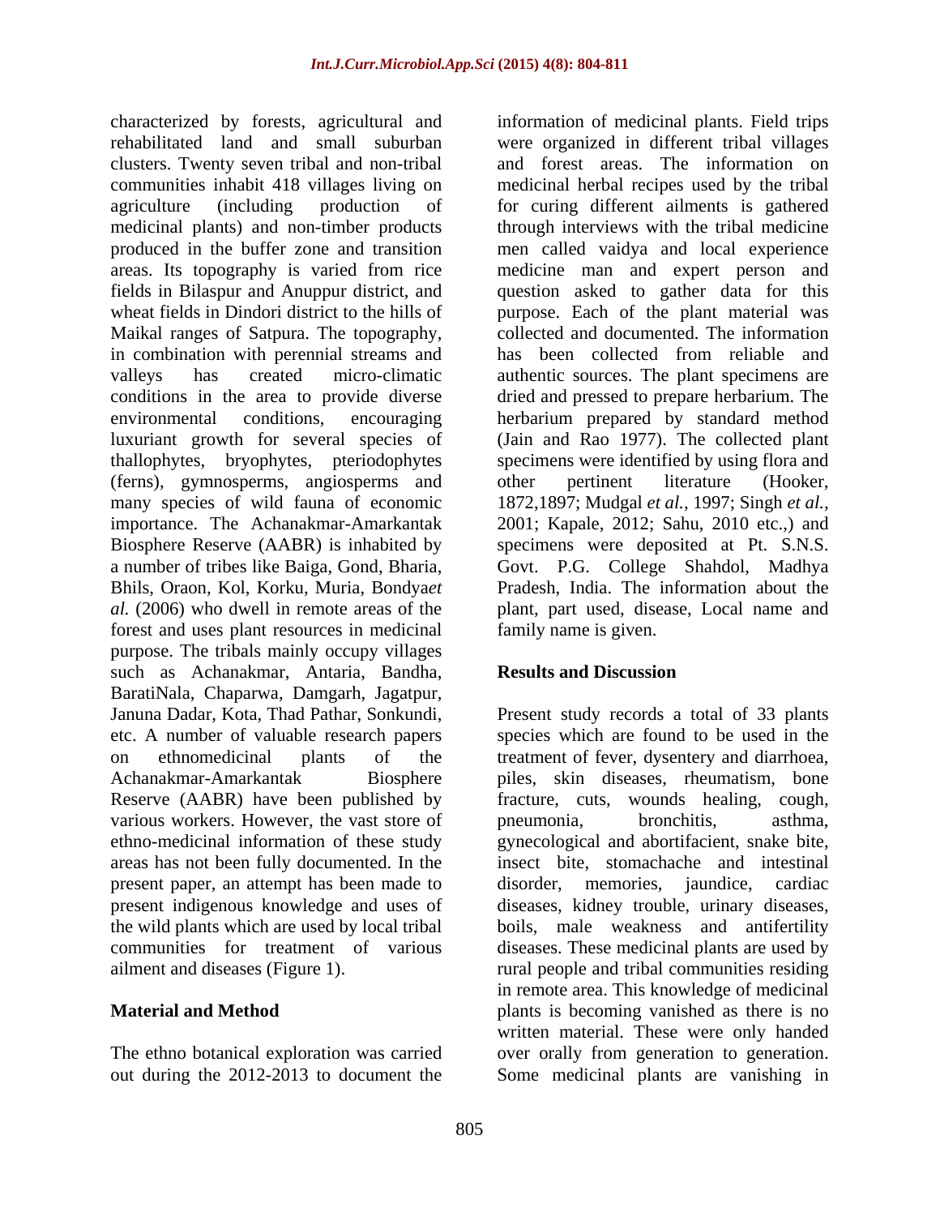characterized by forests, agricultural and rehabilitated land and small suburban clusters. Twenty seven tribal and non-tribal communities inhabit 418 villages living on agriculture (including production of medicinal plants) and non-timber products produced in the buffer zone and transition areas. Its topography is varied from rice fields in Bilaspur and Anuppur district, and wheat fields in Dindori district to the hills of Maikal ranges of Satpura. The topography, in combination with perennial streams and valleys has created micro-climatic conditions in the area to provide diverse environmental conditions, encouraging luxuriant growth for several species of thallophytes, bryophytes, pteriodophytes (ferns), gymnosperms, angiosperms and many species of wild fauna of economic importance. The Achanakmar-Amarkantak Biosphere Reserve (AABR) is inhabited by a number of tribes like Baiga, Gond, Bharia, Bhils, Oraon, Kol, Korku, Muria, Bondya*et al.* (2006) who dwell in remote areas of the forest and uses plant resources in medicinal purpose. The tribals mainly occupy villages such as Achanakmar, Antaria, Bandha, BaratiNala, Chaparwa, Damgarh, Jagatpur, Januna Dadar, Kota, Thad Pathar, Sonkundi, etc. A number of valuable research papers on ethnomedicinal plants of the Achanakmar-Amarkantak Biosphere Reserve (AABR) have been published by various workers. However, the vast store of ethno-medicinal information of these study areas has not been fully documented. In the present paper, an attempt has been made to present indigenous knowledge and uses of the wild plants which are used by local tribal communities for treatment of various ailment and diseases (Figure 1).

## Material and Method

The ethno botanical exploration was carried out during the 2012-2013 to document the information of medicinal plants. Field trips were organized in different tribal villages and forest areas. The information on medicinal herbal recipes used by the tribal for curing different ailments is gathered through interviews with the tribal medicine men called vaidya and local experience medicine man and expert person and question asked to gather data for this purpose. Each of the plant material was collected and documented. The information has been collected from reliable and authentic sources. The plant specimens are dried and pressed to prepare herbarium. The herbarium prepared by standard method (Jain and Rao 1977). The collected plant specimens were identified by using flora and other pertinent literature (Hooker, 1872,1897; Mudgal *et al.,* 1997; Singh *et al.,* 2001; Kapale, 2012; Sahu, 2010 etc.,) and specimens were deposited at Pt. S.N.S. Govt. P.G. College Shahdol, Madhya Pradesh, India. The information about the plant, part used, disease, Local name and family name is given.

## Results and Discussion

Present study records a total of 33 plants species which are found to be used in the treatment of fever, dysentery and diarrhoea, piles, skin diseases, rheumatism, bone fracture, cuts, wounds healing, cough, pneumonia, bronchitis, asthma, gynecological and abortifacient, snake bite, insect bite, stomachache and intestinal disorder, memories, jaundice, cardiac diseases, kidney trouble, urinary diseases, boils, male weakness and antifertility diseases. These medicinal plants are used by rural people and tribal communities residing in remote area. This knowledge of medicinal plants is becoming vanished as there is no written material. These were only handed over orally from generation to generation. Some medicinal plants are vanishing in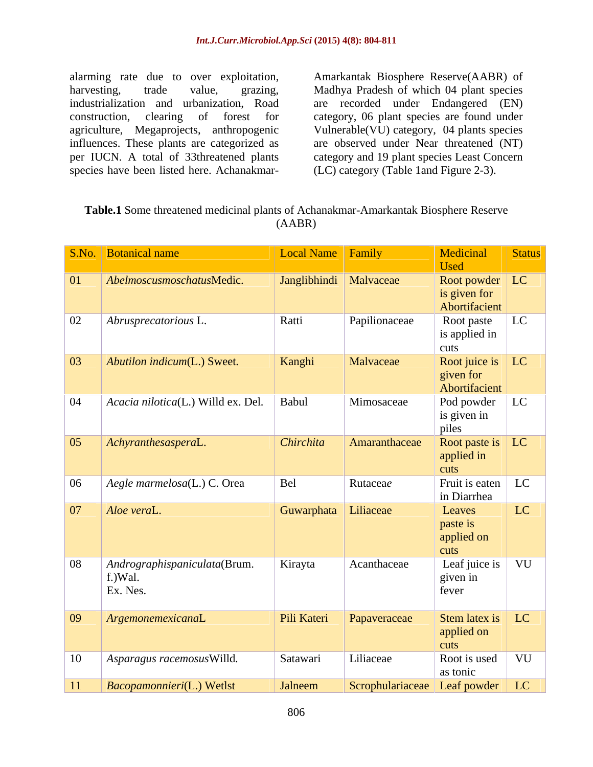alarming rate due to over exploitation, harvesting, trade value, grazing, industrialization and urbanization, Road construction, clearing of forest for agriculture, Megaprojects, anthropogenic influences. These plants are categorized as per IUCN. A total of 33threatened plants species have been listed here. Achanakmar-Amarkantak Biosphere Reserve(AABR) of Madhya Pradesh of which 04 plant species are recorded under Endangered (EN) category, 06 plant species are found under Vulnerable(VU) category, 04 plants species are observed under Near threatened (NT) category and 19 plant species Least Concern (LC) category (Table 1and Figure 2-3).

**Table.1** Some threatened medicinal plants of Achanakmar-Amarkantak Biosphere Reserve (AABR)

| S.No. | Botanical name | Local Name | Family | Medicinal Used | Status |
|---|---|---|---|---|---|
| 01 | *AbelmoscusmoschatusMedic.* | Janglibhindi | Malvaceae | Root powder is given for Abortifacient | LC |
| 02 | *Abrusprecatorious* L. | Ratti | Papilionaceae | Root paste is applied in cuts | LC |
| 03 | *Abutilon indicum*(L.) Sweet. | Kanghi | Malvaceae | Root juice is given for Abortifacient | LC |
| 04 | *Acacia nilotica*(L.) Willd ex. Del. | Babul | Mimosaceae | Pod powder is given in piles | LC |
| 05 | *Achyranthesaspera*L. | *Chirchita* | Amaranthaceae | Root paste is applied in cuts | LC |
| 06 | *Aegle marmelosa*(L.) C. Orea | Bel | Rutacea*e* | Fruit is eaten in Diarrhea | LC |
| 07 | *Aloe vera*L. | Guwarphata | Liliaceae | Leaves paste is applied on cuts | LC |
| 08 | *Andrographispaniculata*(Brum. f.)Wal. Ex. Nes. | Kirayta | Acanthaceae | Leaf juice is given in fever | VU |
| 09 | *Argemonemexicana*L | Pili Kateri | Papaveraceae | Stem latex is applied on cuts | LC |
| 10 | *Asparagus racemosus*Willd. | Satawari | Liliaceae | Root is used as tonic | VU |
| 11 | *Bacopamonnieri*(L.) Wetlst | Jalneem | Scrophulariaceae | Leaf powder | LC |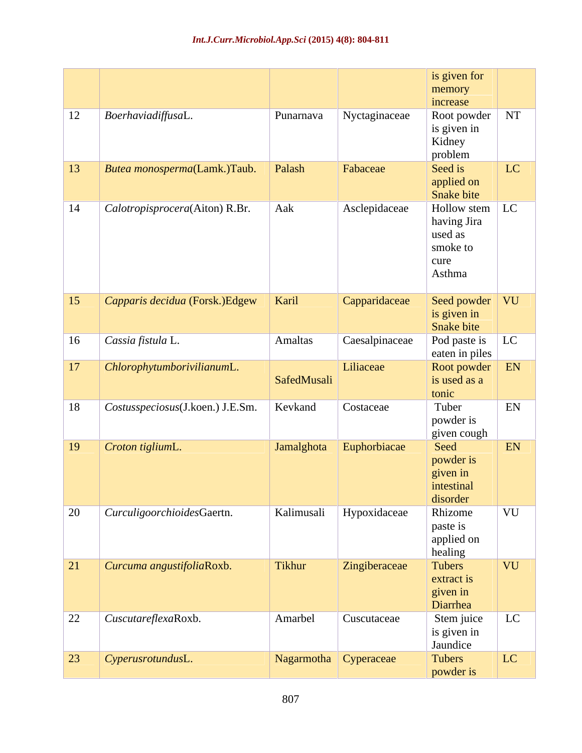| | | | | is given for memory increase | |
|---|---|---|---|---|---|
| 12 | *Boerhaviadiffusa*L. | Punarnava | Nyctaginaceae | Root powder is given in Kidney problem | NT |
| 13 | *Butea monosperma*(Lamk.)Taub. | Palash | Fabaceae | Seed is applied on Snake bite | LC |
| 14 | *Calotropisprocera*(Aiton) R.Br. | Aak | Asclepidaceae | Hollow stem having Jira used as smoke to cure Asthma | LC |
| 15 | *Capparis decidua* (Forsk.)Edgew | Karil | Capparidaceae | Seed powder is given in Snake bite | VU |
| 16 | *Cassia fistula* L. | Amaltas | Caesalpinaceae | Pod paste is eaten in piles | LC |
| 17 | *Chlorophytumborivilianum*L. | SafedMusali | Liliaceae | Root powder is used as a tonic | EN |
| 18 | *Costusspeciosus*(J.koen.) J.E.Sm. | Kevkand | Costaceae | Tuber powder is given cough | EN |
| 19 | *Croton tiglium*L. | Jamalghota | Euphorbiacae | Seed powder is given in intestinal disorder | EN |
| 20 | *Curculigoorchioides*Gaertn. | Kalimusali | Hypoxidaceae | Rhizome paste is applied on healing | VU |
| 21 | *Curcuma angustifolia*Roxb. | Tikhur | Zingiberaceae | Tubers extract is given in Diarrhea | VU |
| 22 | *Cuscutareflexa*Roxb. | Amarbel | Cuscutaceae | Stem juice is given in Jaundice | LC |
| 23 | *Cyperusrotundus*L. | Nagarmotha | Cyperaceae | Tubers powder is | LC |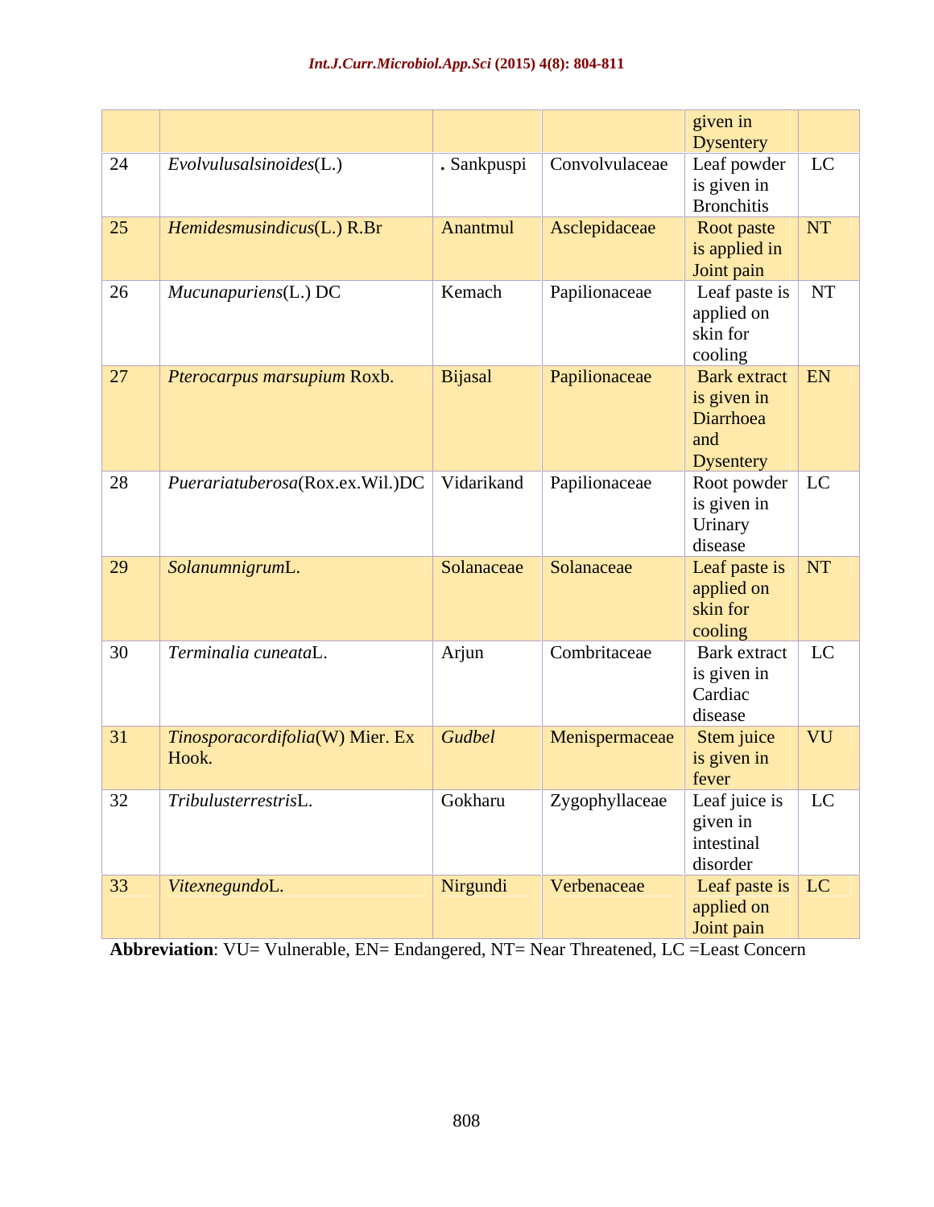| | | | | | |
|---|---|---|---|---|---|
| | | | | given in Dysentery | |
| 24 | *Evolvulusalsinoides*(L.) | . Sankpuspi | Convolvulaceae | Leaf powder is given in Bronchitis | LC |
| 25 | *Hemidesmusindicus*(L.) R.Br | Anantmul | Asclepidaceae | Root paste is applied in Joint pain | NT |
| 26 | *Mucunapuriens*(L.) DC | Kemach | Papilionaceae | Leaf paste is applied on skin for cooling | NT |
| 27 | *Pterocarpus marsupium* Roxb. | Bijasal | Papilionaceae | Bark extract is given in Diarrhoea and Dysentery | EN |
| 28 | *Puerariatuberosa*(Rox.ex.Wil.)DC | Vidarikand | Papilionaceae | Root powder is given in Urinary disease | LC |
| 29 | *Solanumnigrum*L. | Solanaceae | Solanaceae | Leaf paste is applied on skin for cooling | NT |
| 30 | *Terminalia cuneata*L. | Arjun | Combritaceae | Bark extract is given in Cardiac disease | LC |
| 31 | *Tinosporacordifolia*(W) Mier. Ex Hook. | *Gudbel* | Menispermaceae | Stem juice is given in fever | VU |
| 32 | *Tribulusterrestris*L. | Gokharu | Zygophyllaceae | Leaf juice is given in intestinal disorder | LC |
| 33 | *Vitexnegundo*L. | Nirgundi | Verbenaceae | Leaf paste is applied on Joint pain | LC |

**Abbreviation**: VU= Vulnerable, EN= Endangered, NT= Near Threatened, LC =Least Concern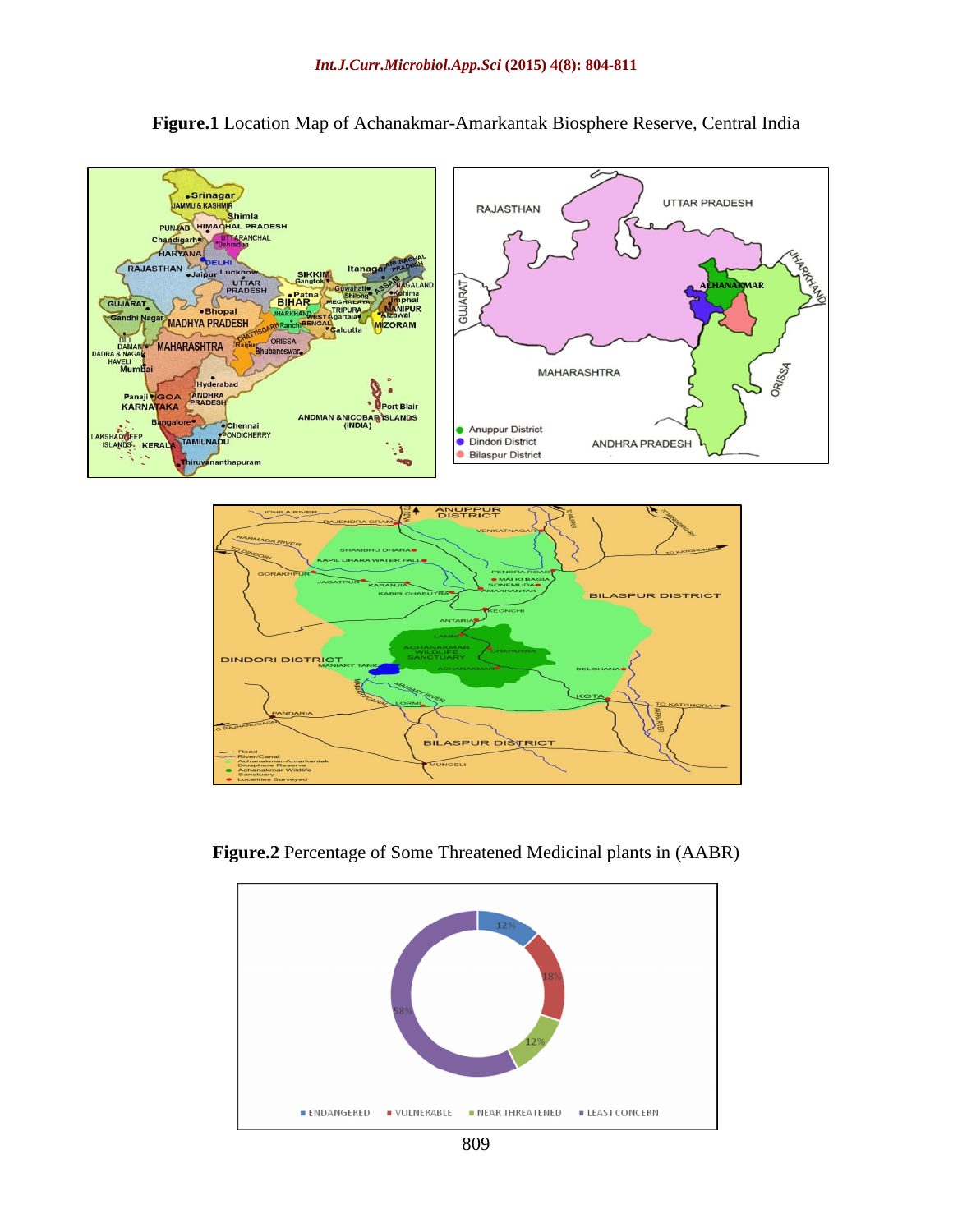**Figure.1** Location Map of Achanakmar-Amarkantak Biosphere Reserve, Central India

**Figure.2** Percentage of Some Threatened Medicinal plants in (AABR)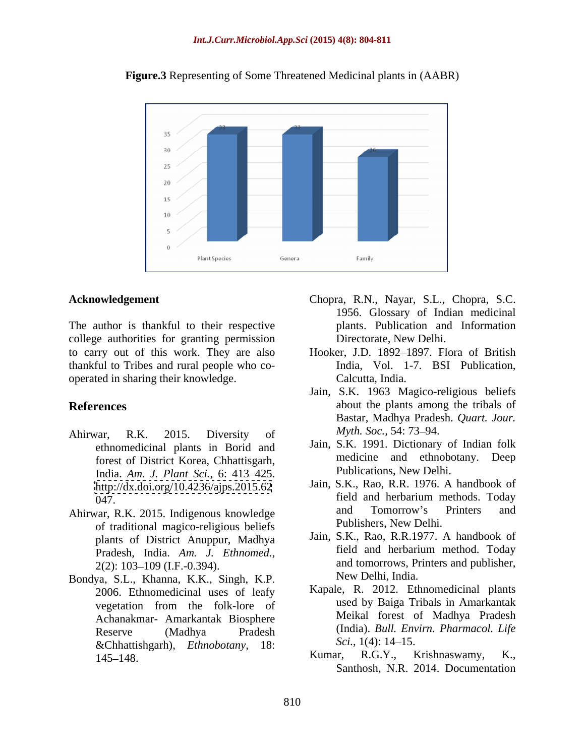**Figure.3** Representing of Some Threatened Medicinal plants in (AABR)

## Acknowledgement

The author is thankful to their respective college authorities for granting permission to carry out of this work. They are also thankful to Tribes and rural people who co-operated in sharing their knowledge.

## References

Ahirwar, R.K. 2015. Diversity of ethnomedicinal plants in Borid and forest of District Korea, Chhattisgarh, India. *Am. J. Plant Sci.,* 6: 413–425. http://dx.doi.org/10.4236/ajps.2015.62047.

Ahirwar, R.K. 2015. Indigenous knowledge of traditional magico-religious beliefs plants of District Anuppur, Madhya Pradesh, India. *Am. J. Ethnomed.,* 2(2): 103–109 (I.F.-0.394).

Bondya, S.L., Khanna, K.K., Singh, K.P. 2006. Ethnomedicinal uses of leafy vegetation from the folk-lore of Achanakmar- Amarkantak Biosphere Reserve (Madhya Pradesh &Chhattishgarh), *Ethnobotany,* 18: 145–148.

Chopra, R.N., Nayar, S.L., Chopra, S.C. 1956. Glossary of Indian medicinal plants. Publication and Information Directorate, New Delhi.

Hooker, J.D. 1892–1897. Flora of British India, Vol. 1-7. BSI Publication, Calcutta, India.

Jain, S.K. 1963 Magico-religious beliefs about the plants among the tribals of Bastar, Madhya Pradesh. *Quart. Jour. Myth. Soc.*, 54: 73–94.

Jain, S.K. 1991. Dictionary of Indian folk medicine and ethnobotany. Deep Publications, New Delhi.

Jain, S.K., Rao, R.R. 1976. A handbook of field and herbarium methods. Today and Tomorrow's Printers and Publishers, New Delhi.

Jain, S.K., Rao, R.R.1977. A handbook of field and herbarium method. Today and tomorrows, Printers and publisher, New Delhi, India.

Kapale, R. 2012. Ethnomedicinal plants used by Baiga Tribals in Amarkantak Meikal forest of Madhya Pradesh (India). *Bull. Envirn. Pharmacol. Life Sci.*, 1(4): 14–15.

Kumar, R.G.Y., Krishnaswamy, K., Santhosh, N.R. 2014. Documentation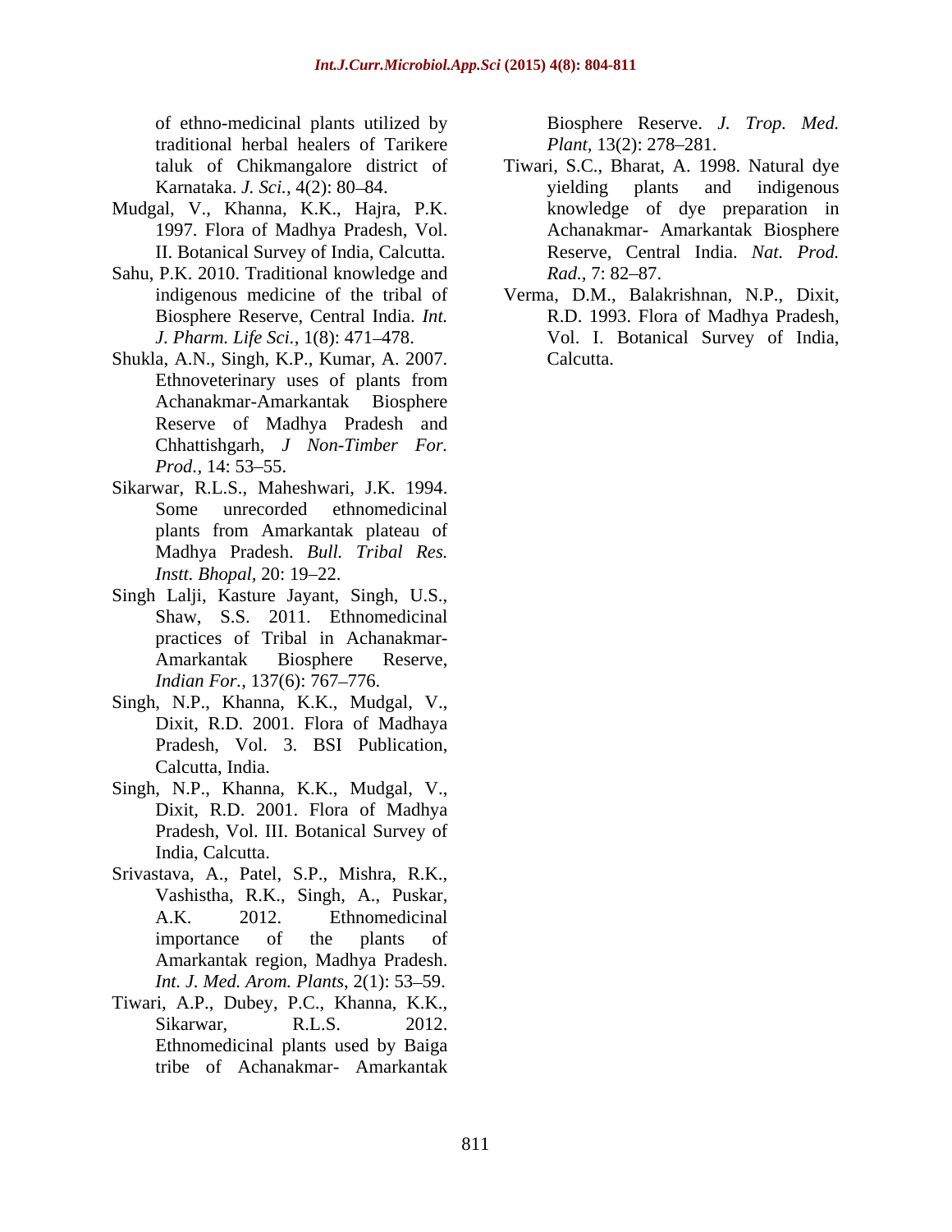of ethno-medicinal plants utilized by traditional herbal healers of Tarikere taluk of Chikmangalore district of Karnataka. *J. Sci.,* 4(2): 80–84.

Mudgal, V., Khanna, K.K., Hajra, P.K. 1997. Flora of Madhya Pradesh, Vol. II. Botanical Survey of India, Calcutta.

Sahu, P.K. 2010. Traditional knowledge and indigenous medicine of the tribal of Biosphere Reserve, Central India. *Int. J. Pharm. Life Sci.,* 1(8): 471–478.

Shukla, A.N., Singh, K.P., Kumar, A. 2007. Ethnoveterinary uses of plants from Achanakmar-Amarkantak Biosphere Reserve of Madhya Pradesh and Chhattishgarh, *J Non-Timber For. Prod.,* 14: 53–55.

Sikarwar, R.L.S., Maheshwari, J.K. 1994. Some unrecorded ethnomedicinal plants from Amarkantak plateau of Madhya Pradesh. *Bull. Tribal Res. Instt. Bhopal,* 20: 19–22.

Singh Lalji, Kasture Jayant, Singh, U.S., Shaw, S.S. 2011. Ethnomedicinal practices of Tribal in Achanakmar-Amarkantak Biosphere Reserve, *Indian For.,* 137(6): 767–776.

Singh, N.P., Khanna, K.K., Mudgal, V., Dixit, R.D. 2001. Flora of Madhaya Pradesh, Vol. 3. BSI Publication, Calcutta, India.

Singh, N.P., Khanna, K.K., Mudgal, V., Dixit, R.D. 2001. Flora of Madhya Pradesh, Vol. III. Botanical Survey of India, Calcutta.

Srivastava, A., Patel, S.P., Mishra, R.K., Vashistha, R.K., Singh, A., Puskar, A.K. 2012. Ethnomedicinal importance of the plants of Amarkantak region, Madhya Pradesh. *Int. J. Med. Arom. Plants,* 2(1): 53–59.

Tiwari, A.P., Dubey, P.C., Khanna, K.K., Sikarwar, R.L.S. 2012. Ethnomedicinal plants used by Baiga tribe of Achanakmar- Amarkantak Biosphere Reserve. *J. Trop. Med. Plant,* 13(2): 278–281.

Tiwari, S.C., Bharat, A. 1998. Natural dye yielding plants and indigenous knowledge of dye preparation in Achanakmar- Amarkantak Biosphere Reserve, Central India. *Nat. Prod. Rad.,* 7: 82–87.

Verma, D.M., Balakrishnan, N.P., Dixit, R.D. 1993. Flora of Madhya Pradesh, Vol. I. Botanical Survey of India, Calcutta.